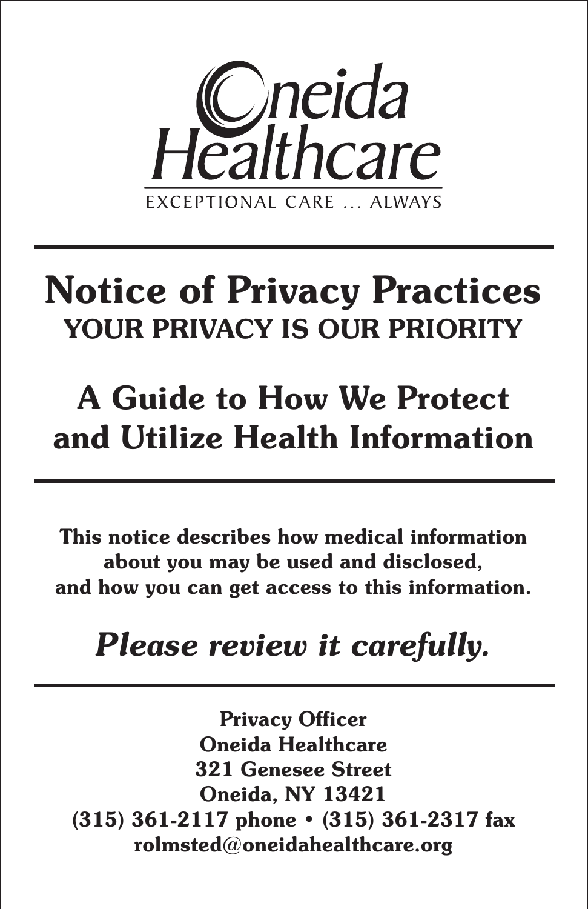Oneida Healthcare

EXCEPTIONAL CARE ... ALWAYS

# Notice of Privacy Practices

## YOUR PRIVACY IS OUR PRIORITY

# A Guide to How We Protect and Utilize Health Information

**This notice describes how medical information about you may be used and disclosed, and how you can get access to this information.**

***Please review it carefully.***

**Privacy Officer**
**Oneida Healthcare**
**321 Genesee Street**
**Oneida, NY 13421**
**(315) 361-2117 phone • (315) 361-2317 fax**
**rolmsted@oneidahealthcare.org**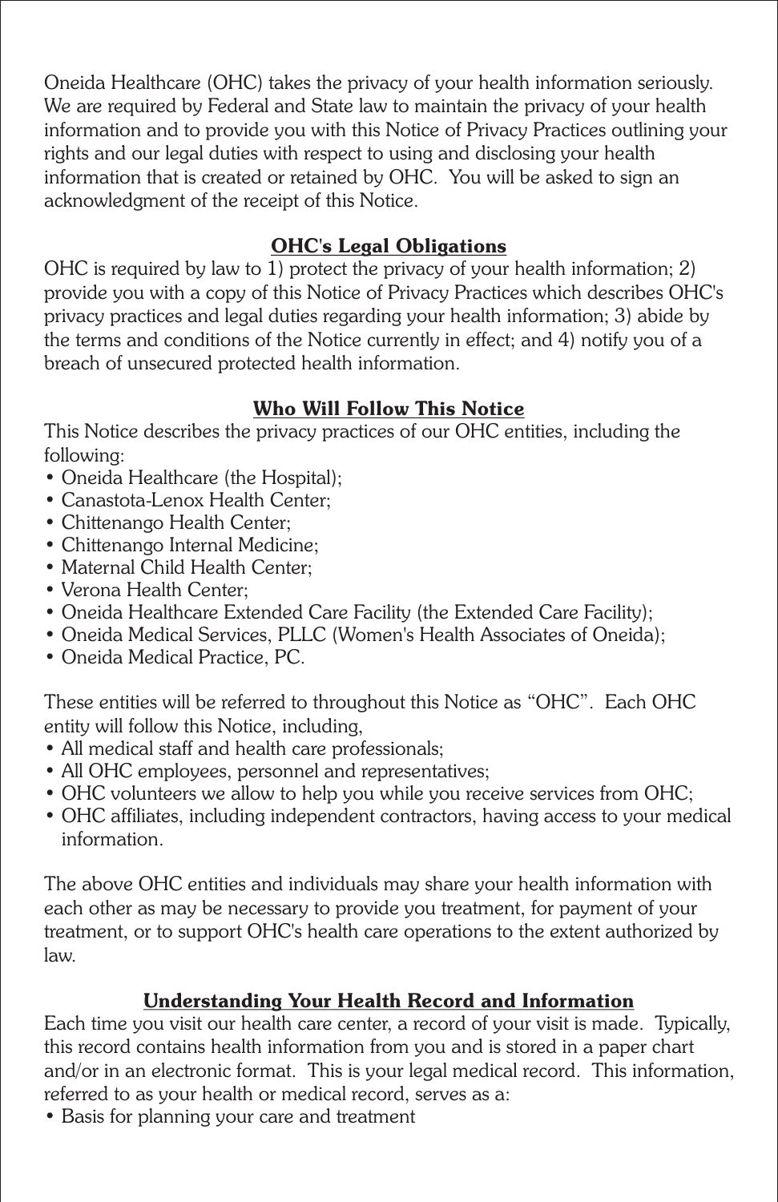Oneida Healthcare (OHC) takes the privacy of your health information seriously. We are required by Federal and State law to maintain the privacy of your health information and to provide you with this Notice of Privacy Practices outlining your rights and our legal duties with respect to using and disclosing your health information that is created or retained by OHC. You will be asked to sign an acknowledgment of the receipt of this Notice.

## OHC's Legal Obligations

OHC is required by law to 1) protect the privacy of your health information; 2) provide you with a copy of this Notice of Privacy Practices which describes OHC's privacy practices and legal duties regarding your health information; 3) abide by the terms and conditions of the Notice currently in effect; and 4) notify you of a breach of unsecured protected health information.

## Who Will Follow This Notice

This Notice describes the privacy practices of our OHC entities, including the following:

- Oneida Healthcare (the Hospital);
- Canastota-Lenox Health Center;
- Chittenango Health Center;
- Chittenango Internal Medicine;
- Maternal Child Health Center;
- Verona Health Center;
- Oneida Healthcare Extended Care Facility (the Extended Care Facility);
- Oneida Medical Services, PLLC (Women's Health Associates of Oneida);
- Oneida Medical Practice, PC.

These entities will be referred to throughout this Notice as "OHC". Each OHC entity will follow this Notice, including,

- All medical staff and health care professionals;
- All OHC employees, personnel and representatives;
- OHC volunteers we allow to help you while you receive services from OHC;
- OHC affiliates, including independent contractors, having access to your medical information.

The above OHC entities and individuals may share your health information with each other as may be necessary to provide you treatment, for payment of your treatment, or to support OHC's health care operations to the extent authorized by law.

## Understanding Your Health Record and Information

Each time you visit our health care center, a record of your visit is made. Typically, this record contains health information from you and is stored in a paper chart and/or in an electronic format. This is your legal medical record. This information, referred to as your health or medical record, serves as a:

- Basis for planning your care and treatment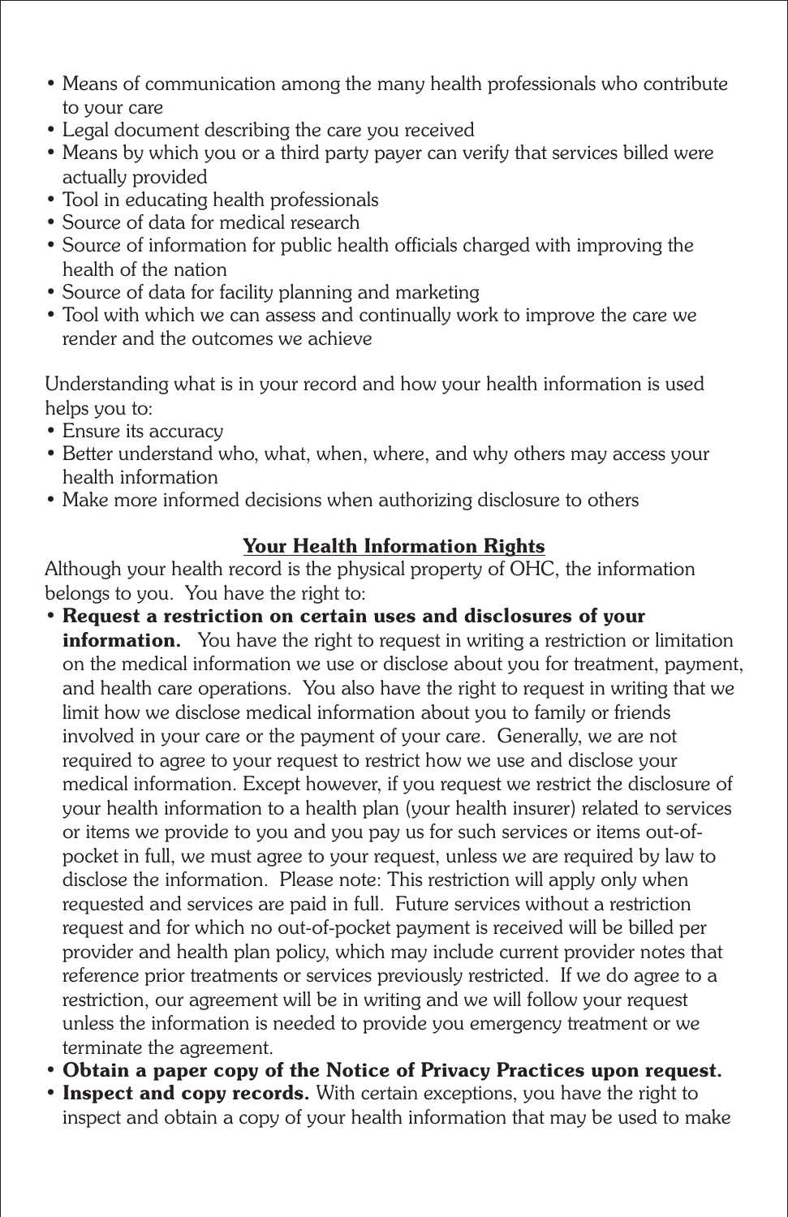- Means of communication among the many health professionals who contribute to your care
- Legal document describing the care you received
- Means by which you or a third party payer can verify that services billed were actually provided
- Tool in educating health professionals
- Source of data for medical research
- Source of information for public health officials charged with improving the health of the nation
- Source of data for facility planning and marketing
- Tool with which we can assess and continually work to improve the care we render and the outcomes we achieve

Understanding what is in your record and how your health information is used helps you to:

- Ensure its accuracy
- Better understand who, what, when, where, and why others may access your health information
- Make more informed decisions when authorizing disclosure to others

## Your Health Information Rights

Although your health record is the physical property of OHC, the information belongs to you. You have the right to:

- **Request a restriction on certain uses and disclosures of your information.** You have the right to request in writing a restriction or limitation on the medical information we use or disclose about you for treatment, payment, and health care operations. You also have the right to request in writing that we limit how we disclose medical information about you to family or friends involved in your care or the payment of your care. Generally, we are not required to agree to your request to restrict how we use and disclose your medical information. Except however, if you request we restrict the disclosure of your health information to a health plan (your health insurer) related to services or items we provide to you and you pay us for such services or items out-of-pocket in full, we must agree to your request, unless we are required by law to disclose the information. Please note: This restriction will apply only when requested and services are paid in full. Future services without a restriction request and for which no out-of-pocket payment is received will be billed per provider and health plan policy, which may include current provider notes that reference prior treatments or services previously restricted. If we do agree to a restriction, our agreement will be in writing and we will follow your request unless the information is needed to provide you emergency treatment or we terminate the agreement.
- **Obtain a paper copy of the Notice of Privacy Practices upon request.**
- **Inspect and copy records.** With certain exceptions, you have the right to inspect and obtain a copy of your health information that may be used to make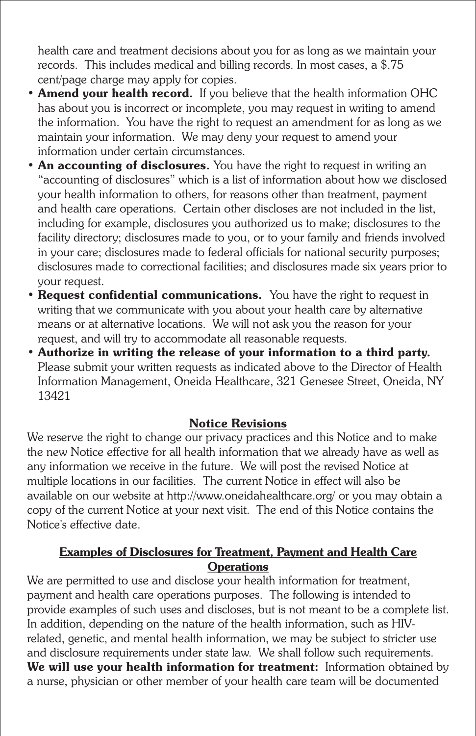health care and treatment decisions about you for as long as we maintain your records. This includes medical and billing records. In most cases, a $.75 cent/page charge may apply for copies.

- **Amend your health record.** If you believe that the health information OHC has about you is incorrect or incomplete, you may request in writing to amend the information. You have the right to request an amendment for as long as we maintain your information. We may deny your request to amend your information under certain circumstances.
- **An accounting of disclosures.** You have the right to request in writing an "accounting of disclosures" which is a list of information about how we disclosed your health information to others, for reasons other than treatment, payment and health care operations. Certain other discloses are not included in the list, including for example, disclosures you authorized us to make; disclosures to the facility directory; disclosures made to you, or to your family and friends involved in your care; disclosures made to federal officials for national security purposes; disclosures made to correctional facilities; and disclosures made six years prior to your request.
- **Request confidential communications.** You have the right to request in writing that we communicate with you about your health care by alternative means or at alternative locations. We will not ask you the reason for your request, and will try to accommodate all reasonable requests.
- **Authorize in writing the release of your information to a third party.** Please submit your written requests as indicated above to the Director of Health Information Management, Oneida Healthcare, 321 Genesee Street, Oneida, NY 13421

## Notice Revisions

We reserve the right to change our privacy practices and this Notice and to make the new Notice effective for all health information that we already have as well as any information we receive in the future. We will post the revised Notice at multiple locations in our facilities. The current Notice in effect will also be available on our website at http://www.oneidahealthcare.org/ or you may obtain a copy of the current Notice at your next visit. The end of this Notice contains the Notice's effective date.

## Examples of Disclosures for Treatment, Payment and Health Care Operations

We are permitted to use and disclose your health information for treatment, payment and health care operations purposes. The following is intended to provide examples of such uses and discloses, but is not meant to be a complete list. In addition, depending on the nature of the health information, such as HIV-related, genetic, and mental health information, we may be subject to stricter use and disclosure requirements under state law. We shall follow such requirements.

**We will use your health information for treatment:** Information obtained by a nurse, physician or other member of your health care team will be documented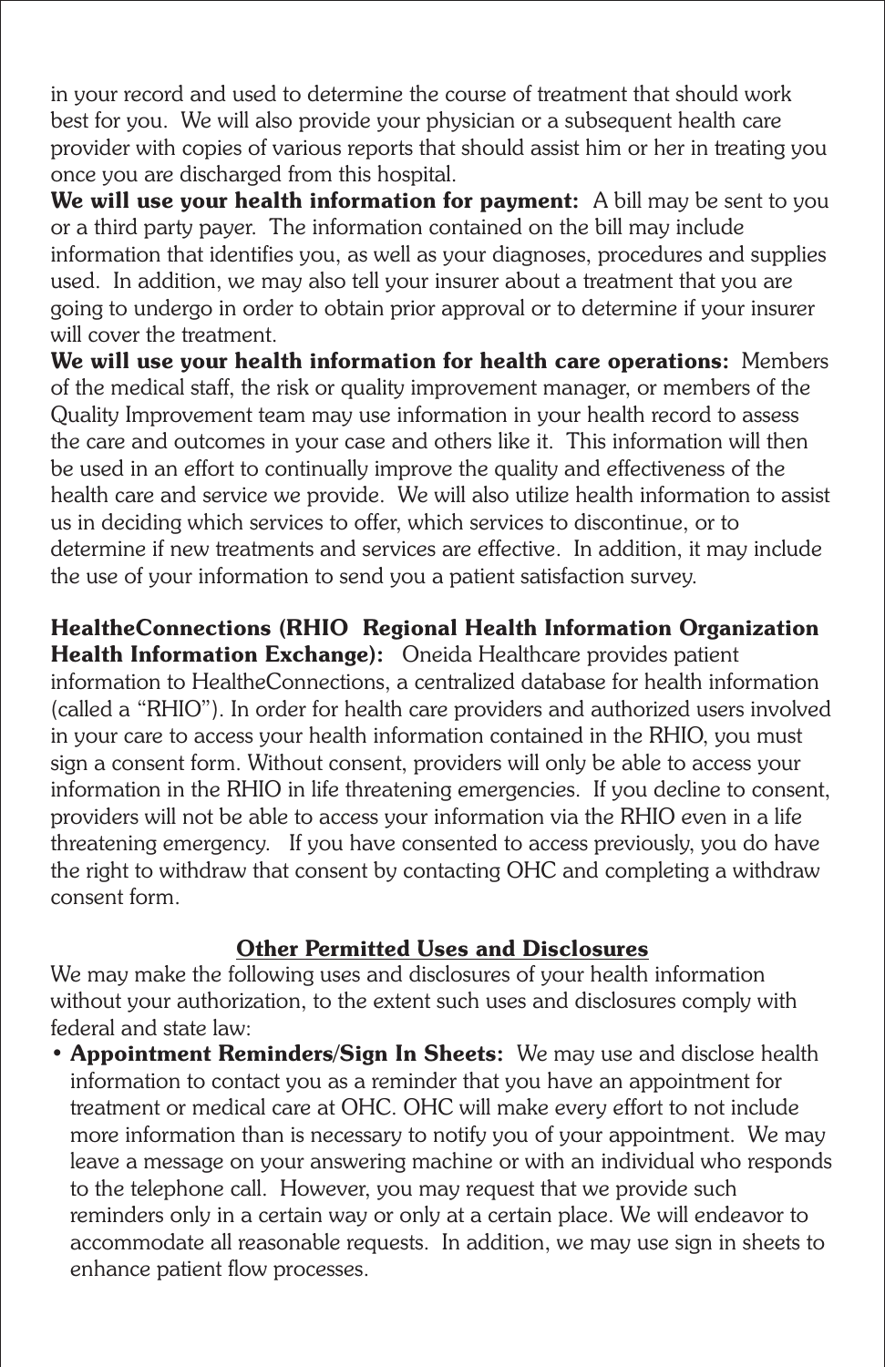in your record and used to determine the course of treatment that should work best for you. We will also provide your physician or a subsequent health care provider with copies of various reports that should assist him or her in treating you once you are discharged from this hospital.

**We will use your health information for payment:** A bill may be sent to you or a third party payer. The information contained on the bill may include information that identifies you, as well as your diagnoses, procedures and supplies used. In addition, we may also tell your insurer about a treatment that you are going to undergo in order to obtain prior approval or to determine if your insurer will cover the treatment.

**We will use your health information for health care operations:** Members of the medical staff, the risk or quality improvement manager, or members of the Quality Improvement team may use information in your health record to assess the care and outcomes in your case and others like it. This information will then be used in an effort to continually improve the quality and effectiveness of the health care and service we provide. We will also utilize health information to assist us in deciding which services to offer, which services to discontinue, or to determine if new treatments and services are effective. In addition, it may include the use of your information to send you a patient satisfaction survey.

**HealtheConnections (RHIO Regional Health Information Organization Health Information Exchange):** Oneida Healthcare provides patient information to HealtheConnections, a centralized database for health information (called a "RHIO"). In order for health care providers and authorized users involved in your care to access your health information contained in the RHIO, you must sign a consent form. Without consent, providers will only be able to access your information in the RHIO in life threatening emergencies. If you decline to consent, providers will not be able to access your information via the RHIO even in a life threatening emergency. If you have consented to access previously, you do have the right to withdraw that consent by contacting OHC and completing a withdraw consent form.

## Other Permitted Uses and Disclosures

We may make the following uses and disclosures of your health information without your authorization, to the extent such uses and disclosures comply with federal and state law:

- **Appointment Reminders/Sign In Sheets:** We may use and disclose health information to contact you as a reminder that you have an appointment for treatment or medical care at OHC. OHC will make every effort to not include more information than is necessary to notify you of your appointment. We may leave a message on your answering machine or with an individual who responds to the telephone call. However, you may request that we provide such reminders only in a certain way or only at a certain place. We will endeavor to accommodate all reasonable requests. In addition, we may use sign in sheets to enhance patient flow processes.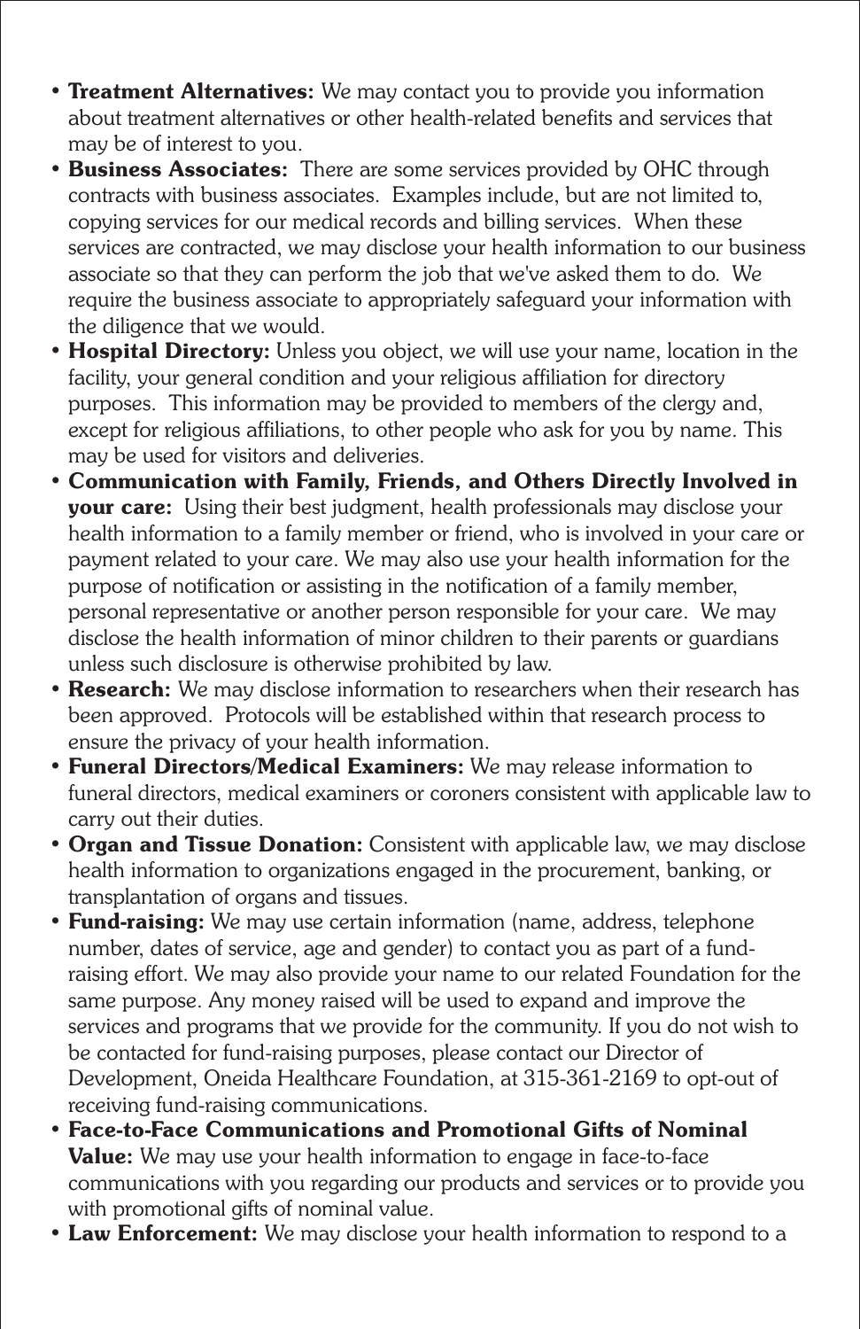- **Treatment Alternatives:** We may contact you to provide you information about treatment alternatives or other health-related benefits and services that may be of interest to you.
- **Business Associates:** There are some services provided by OHC through contracts with business associates. Examples include, but are not limited to, copying services for our medical records and billing services. When these services are contracted, we may disclose your health information to our business associate so that they can perform the job that we've asked them to do. We require the business associate to appropriately safeguard your information with the diligence that we would.
- **Hospital Directory:** Unless you object, we will use your name, location in the facility, your general condition and your religious affiliation for directory purposes. This information may be provided to members of the clergy and, except for religious affiliations, to other people who ask for you by name. This may be used for visitors and deliveries.
- **Communication with Family, Friends, and Others Directly Involved in your care:** Using their best judgment, health professionals may disclose your health information to a family member or friend, who is involved in your care or payment related to your care. We may also use your health information for the purpose of notification or assisting in the notification of a family member, personal representative or another person responsible for your care. We may disclose the health information of minor children to their parents or guardians unless such disclosure is otherwise prohibited by law.
- **Research:** We may disclose information to researchers when their research has been approved. Protocols will be established within that research process to ensure the privacy of your health information.
- **Funeral Directors/Medical Examiners:** We may release information to funeral directors, medical examiners or coroners consistent with applicable law to carry out their duties.
- **Organ and Tissue Donation:** Consistent with applicable law, we may disclose health information to organizations engaged in the procurement, banking, or transplantation of organs and tissues.
- **Fund-raising:** We may use certain information (name, address, telephone number, dates of service, age and gender) to contact you as part of a fund-raising effort. We may also provide your name to our related Foundation for the same purpose. Any money raised will be used to expand and improve the services and programs that we provide for the community. If you do not wish to be contacted for fund-raising purposes, please contact our Director of Development, Oneida Healthcare Foundation, at 315-361-2169 to opt-out of receiving fund-raising communications.
- **Face-to-Face Communications and Promotional Gifts of Nominal Value:** We may use your health information to engage in face-to-face communications with you regarding our products and services or to provide you with promotional gifts of nominal value.
- **Law Enforcement:** We may disclose your health information to respond to a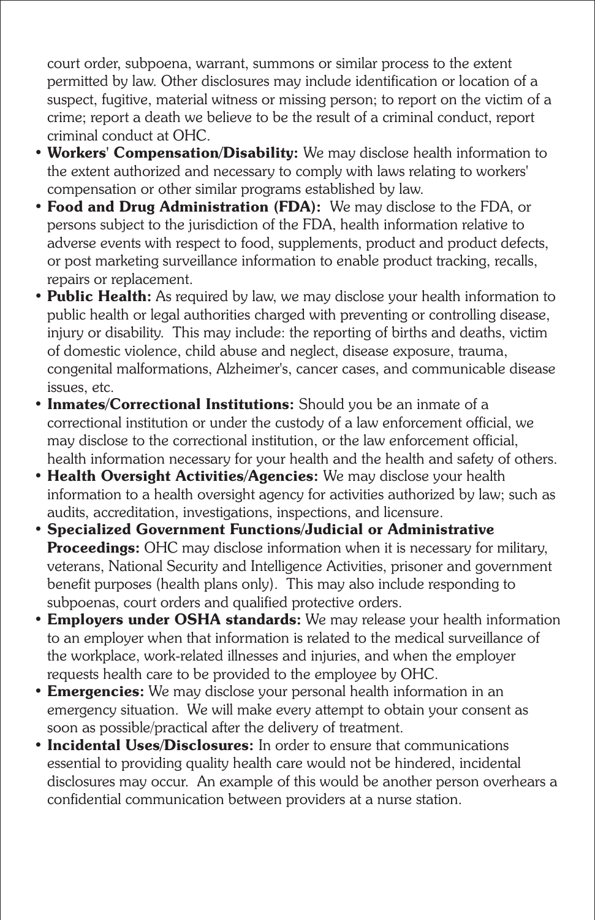court order, subpoena, warrant, summons or similar process to the extent permitted by law. Other disclosures may include identification or location of a suspect, fugitive, material witness or missing person; to report on the victim of a crime; report a death we believe to be the result of a criminal conduct, report criminal conduct at OHC.

- **Workers' Compensation/Disability:** We may disclose health information to the extent authorized and necessary to comply with laws relating to workers' compensation or other similar programs established by law.
- **Food and Drug Administration (FDA):** We may disclose to the FDA, or persons subject to the jurisdiction of the FDA, health information relative to adverse events with respect to food, supplements, product and product defects, or post marketing surveillance information to enable product tracking, recalls, repairs or replacement.
- **Public Health:** As required by law, we may disclose your health information to public health or legal authorities charged with preventing or controlling disease, injury or disability. This may include: the reporting of births and deaths, victim of domestic violence, child abuse and neglect, disease exposure, trauma, congenital malformations, Alzheimer's, cancer cases, and communicable disease issues, etc.
- **Inmates/Correctional Institutions:** Should you be an inmate of a correctional institution or under the custody of a law enforcement official, we may disclose to the correctional institution, or the law enforcement official, health information necessary for your health and the health and safety of others.
- **Health Oversight Activities/Agencies:** We may disclose your health information to a health oversight agency for activities authorized by law; such as audits, accreditation, investigations, inspections, and licensure.
- **Specialized Government Functions/Judicial or Administrative Proceedings:** OHC may disclose information when it is necessary for military, veterans, National Security and Intelligence Activities, prisoner and government benefit purposes (health plans only). This may also include responding to subpoenas, court orders and qualified protective orders.
- **Employers under OSHA standards:** We may release your health information to an employer when that information is related to the medical surveillance of the workplace, work-related illnesses and injuries, and when the employer requests health care to be provided to the employee by OHC.
- **Emergencies:** We may disclose your personal health information in an emergency situation. We will make every attempt to obtain your consent as soon as possible/practical after the delivery of treatment.
- **Incidental Uses/Disclosures:** In order to ensure that communications essential to providing quality health care would not be hindered, incidental disclosures may occur. An example of this would be another person overhears a confidential communication between providers at a nurse station.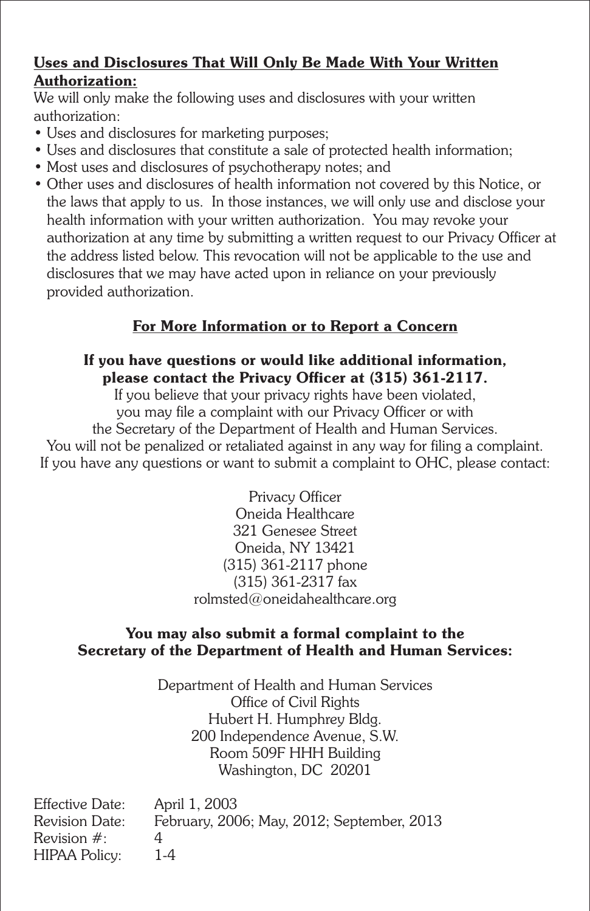**Uses and Disclosures That Will Only Be Made With Your Written Authorization:**

We will only make the following uses and disclosures with your written authorization:

- Uses and disclosures for marketing purposes;
- Uses and disclosures that constitute a sale of protected health information;
- Most uses and disclosures of psychotherapy notes; and
- Other uses and disclosures of health information not covered by this Notice, or the laws that apply to us. In those instances, we will only use and disclose your health information with your written authorization. You may revoke your authorization at any time by submitting a written request to our Privacy Officer at the address listed below. This revocation will not be applicable to the use and disclosures that we may have acted upon in reliance on your previously provided authorization.

## For More Information or to Report a Concern

**If you have questions or would like additional information, please contact the Privacy Officer at (315) 361-2117.**

If you believe that your privacy rights have been violated, you may file a complaint with our Privacy Officer or with the Secretary of the Department of Health and Human Services.
You will not be penalized or retaliated against in any way for filing a complaint.
If you have any questions or want to submit a complaint to OHC, please contact:

Privacy Officer
Oneida Healthcare
321 Genesee Street
Oneida, NY 13421
(315) 361-2117 phone
(315) 361-2317 fax
rolmsted@oneidahealthcare.org

**You may also submit a formal complaint to the Secretary of the Department of Health and Human Services:**

Department of Health and Human Services
Office of Civil Rights
Hubert H. Humphrey Bldg.
200 Independence Avenue, S.W.
Room 509F HHH Building
Washington, DC 20201

| | |
|---|---|
| Effective Date: | April 1, 2003 |
| Revision Date: | February, 2006; May, 2012; September, 2013 |
| Revision #: | 4 |
| HIPAA Policy: | 1-4 |